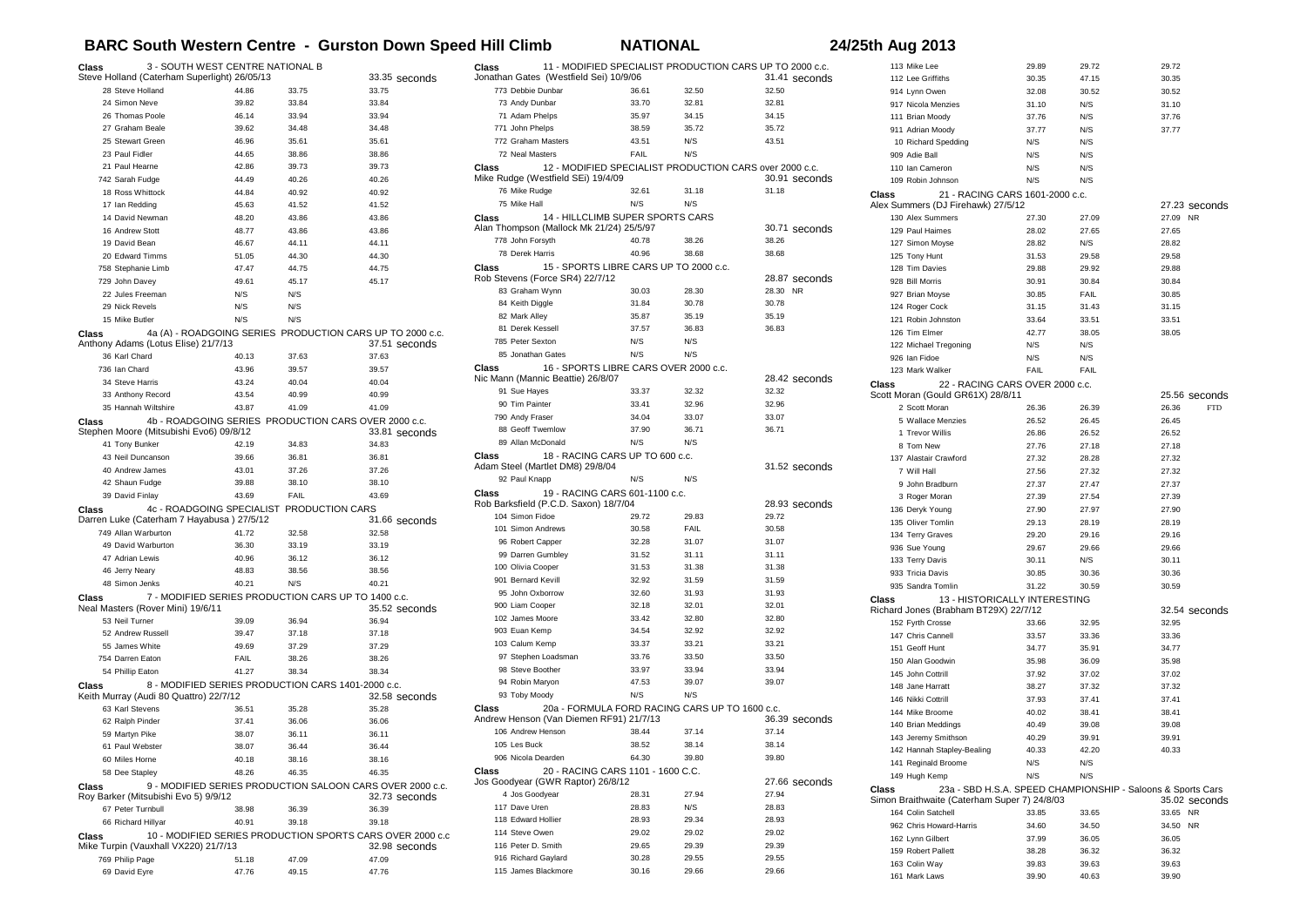# BARC South Western Centre - Gurston Down Speed Hill Climb

**NATIONAL** — **24/25th Aug 2013**

**Class 3 - SOUTH WEST CENTRE NATIONAL B**

Steve Holland (Caterham Superlight) 26/05/13 — 33.35 seconds

| No | Driver | Run 1 | Run 2 | Best |
|---|---|---|---|---|
| 28 | Steve Holland | 44.86 | 33.75 | 33.75 |
| 24 | Simon Neve | 39.82 | 33.84 | 33.84 |
| 26 | Thomas Poole | 46.14 | 33.94 | 33.94 |
| 27 | Graham Beale | 39.62 | 34.48 | 34.48 |
| 25 | Stewart Green | 46.96 | 35.61 | 35.61 |
| 23 | Paul Fidler | 44.65 | 38.86 | 38.86 |
| 21 | Paul Hearne | 42.86 | 39.73 | 39.73 |
| 742 | Sarah Fudge | 44.49 | 40.26 | 40.26 |
| 18 | Ross Whittock | 44.84 | 40.92 | 40.92 |
| 17 | Ian Redding | 45.63 | 41.52 | 41.52 |
| 14 | David Newman | 48.20 | 43.86 | 43.86 |
| 16 | Andrew Stott | 48.77 | 43.86 | 43.86 |
| 19 | David Bean | 46.67 | 44.11 | 44.11 |
| 20 | Edward Timms | 51.05 | 44.30 | 44.30 |
| 758 | Stephanie Limb | 47.47 | 44.75 | 44.75 |
| 729 | John Davey | 49.61 | 45.17 | 45.17 |
| 22 | Jules Freeman | N/S | N/S | |
| 29 | Nick Revels | N/S | N/S | |
| 15 | Mike Butler | N/S | N/S | |

**Class 4a (A) - ROADGOING SERIES PRODUCTION CARS UP TO 2000 c.c.**

Anthony Adams (Lotus Elise) 21/7/13 — 37.51 seconds

| No | Driver | Run 1 | Run 2 | Best |
|---|---|---|---|---|
| 36 | Karl Chard | 40.13 | 37.63 | 37.63 |
| 736 | Ian Chard | 43.96 | 39.57 | 39.57 |
| 34 | Steve Harris | 43.24 | 40.04 | 40.04 |
| 33 | Anthony Record | 43.54 | 40.99 | 40.99 |
| 35 | Hannah Wiltshire | 43.87 | 41.09 | 41.09 |

**Class 4b - ROADGOING SERIES PRODUCTION CARS OVER 2000 c.c.**

Stephen Moore (Mitsubishi Evo6) 09/8/12 — 33.81 seconds

| No | Driver | Run 1 | Run 2 | Best |
|---|---|---|---|---|
| 41 | Tony Bunker | 42.19 | 34.83 | 34.83 |
| 43 | Neil Duncanson | 39.66 | 36.81 | 36.81 |
| 40 | Andrew James | 43.01 | 37.26 | 37.26 |
| 42 | Shaun Fudge | 39.88 | 38.10 | 38.10 |
| 39 | David Finlay | 43.69 | FAIL | 43.69 |

**Class 4c - ROADGOING SPECIALIST PRODUCTION CARS**

Darren Luke (Caterham 7 Hayabusa ) 27/5/12 — 31.66 seconds

| No | Driver | Run 1 | Run 2 | Best |
|---|---|---|---|---|
| 749 | Allan Warburton | 41.72 | 32.58 | 32.58 |
| 49 | David Warburton | 36.30 | 33.19 | 33.19 |
| 47 | Adrian Lewis | 40.96 | 36.12 | 36.12 |
| 46 | Jerry Neary | 48.83 | 38.56 | 38.56 |
| 48 | Simon Jenks | 40.21 | N/S | 40.21 |

**Class 7 - MODIFIED SERIES PRODUCTION CARS UP TO 1400 c.c.**

Neal Masters (Rover Mini) 19/6/11 — 35.52 seconds

| No | Driver | Run 1 | Run 2 | Best |
|---|---|---|---|---|
| 53 | Neil Turner | 39.09 | 36.94 | 36.94 |
| 52 | Andrew Russell | 39.47 | 37.18 | 37.18 |
| 55 | James White | 49.69 | 37.29 | 37.29 |
| 754 | Darren Eaton | FAIL | 38.26 | 38.26 |
| 54 | Phillip Eaton | 41.27 | 38.34 | 38.34 |

**Class 8 - MODIFIED SERIES PRODUCTION CARS 1401-2000 c.c.**

Keith Murray (Audi 80 Quattro) 27/7/12 — 32.58 seconds

| No | Driver | Run 1 | Run 2 | Best |
|---|---|---|---|---|
| 63 | Karl Stevens | 36.51 | 35.28 | 35.28 |
| 62 | Ralph Pinder | 37.41 | 36.06 | 36.06 |
| 59 | Martyn Pike | 38.07 | 36.11 | 36.11 |
| 61 | Paul Webster | 38.07 | 36.44 | 36.44 |
| 60 | Miles Horne | 40.18 | 38.16 | 38.16 |
| 58 | Dee Stapley | 48.26 | 46.35 | 46.35 |

**Class 9 - MODIFIED SERIES PRODUCTION SALOON CARS OVER 2000 c.c.**

Roy Barker (Mitsubishi Evo 5) 9/9/12 — 32.73 seconds

| No | Driver | Run 1 | Run 2 | Best |
|---|---|---|---|---|
| 67 | Peter Turnbull | 38.98 | 36.39 | 36.39 |
| 66 | Richard Hillyar | 40.91 | 39.18 | 39.18 |

**Class 10 - MODIFIED SERIES PRODUCTION SPORTS CARS OVER 2000 c.c**

Mike Turpin (Vauxhall VX220) 21/7/13 — 32.98 seconds

| No | Driver | Run 1 | Run 2 | Best |
|---|---|---|---|---|
| 769 | Philip Page | 51.18 | 47.09 | 47.09 |
| 69 | David Eyre | 47.76 | 49.15 | 47.76 |

**Class 11 - MODIFIED SPECIALIST PRODUCTION CARS UP TO 2000 c.c.**

Jonathan Gates (Westfield Sei) 10/9/06 — 31.41 seconds

| No | Driver | Run 1 | Run 2 | Best |
|---|---|---|---|---|
| 773 | Debbie Dunbar | 36.61 | 32.50 | 32.50 |
| 73 | Andy Dunbar | 33.70 | 32.81 | 32.81 |
| 71 | Adam Phelps | 35.97 | 34.15 | 34.15 |
| 771 | John Phelps | 38.59 | 35.72 | 35.72 |
| 772 | Graham Masters | 43.51 | N/S | 43.51 |
| 72 | Neal Masters | FAIL | N/S | |

**Class 12 - MODIFIED SPECIALIST PRODUCTION CARS over 2000 c.c.**

Mike Rudge (Westfield SEi) 19/4/09 — 30.91 seconds

| No | Driver | Run 1 | Run 2 | Best |
|---|---|---|---|---|
| 76 | Mike Rudge | 32.61 | 31.18 | 31.18 |
| 75 | Mike Hall | N/S | N/S | |

**Class 14 - HILLCLIMB SUPER SPORTS CARS**

Alan Thompson (Mallock Mk 21/24) 25/5/97 — 30.71 seconds

| No | Driver | Run 1 | Run 2 | Best |
|---|---|---|---|---|
| 778 | John Forsyth | 40.78 | 38.26 | 38.26 |
| 78 | Derek Harris | 40.96 | 38.68 | 38.68 |

**Class 15 - SPORTS LIBRE CARS UP TO 2000 c.c.**

Rob Stevens (Force SR4) 22/7/12 — 28.87 seconds

| No | Driver | Run 1 | Run 2 | Best |
|---|---|---|---|---|
| 83 | Graham Wynn | 30.03 | 28.30 | 28.30 NR |
| 84 | Keith Diggle | 31.84 | 30.78 | 30.78 |
| 82 | Mark Alley | 35.87 | 35.19 | 35.19 |
| 81 | Derek Kessell | 37.57 | 36.83 | 36.83 |
| 785 | Peter Sexton | N/S | N/S | |
| 85 | Jonathan Gates | N/S | N/S | |

**Class 16 - SPORTS LIBRE CARS OVER 2000 c.c.**

Nic Mann (Mannic Beattie) 26/8/07 — 28.42 seconds

| No | Driver | Run 1 | Run 2 | Best |
|---|---|---|---|---|
| 91 | Sue Hayes | 33.37 | 32.32 | 32.32 |
| 90 | Tim Painter | 33.41 | 32.96 | 32.96 |
| 790 | Andy Fraser | 34.04 | 33.07 | 33.07 |
| 88 | Geoff Twemlow | 37.90 | 36.71 | 36.71 |
| 89 | Allan McDonald | N/S | N/S | |

**Class 18 - RACING CARS UP TO 600 c.c.**

Adam Steel (Martlet DM8) 29/8/04 — 31.52 seconds

| No | Driver | Run 1 | Run 2 | Best |
|---|---|---|---|---|
| 92 | Paul Knapp | N/S | N/S | |

**Class 19 - RACING CARS 601-1100 c.c.**

Rob Barksfield (P.C.D. Saxon) 18/7/04 — 28.93 seconds

| No | Driver | Run 1 | Run 2 | Best |
|---|---|---|---|---|
| 104 | Simon Fidoe | 29.72 | 29.83 | 29.72 |
| 101 | Simon Andrews | 30.58 | FAIL | 30.58 |
| 96 | Robert Capper | 32.28 | 31.07 | 31.07 |
| 99 | Darren Gumbley | 31.52 | 31.11 | 31.11 |
| 100 | Olivia Cooper | 31.53 | 31.38 | 31.38 |
| 901 | Bernard Kevill | 32.92 | 31.59 | 31.59 |
| 95 | John Oxborrow | 32.60 | 31.93 | 31.93 |
| 900 | Liam Cooper | 32.18 | 32.01 | 32.01 |
| 102 | James Moore | 33.42 | 32.80 | 32.80 |
| 903 | Euan Kemp | 34.54 | 32.92 | 32.92 |
| 103 | Calum Kemp | 33.37 | 33.21 | 33.21 |
| 97 | Stephen Loadsman | 33.76 | 33.50 | 33.50 |
| 98 | Steve Boother | 33.97 | 33.94 | 33.94 |
| 94 | Robin Maryon | 47.53 | 39.07 | 39.07 |
| 93 | Toby Moody | N/S | N/S | |

**Class 20a - FORMULA FORD RACING CARS UP TO 1600 c.c.**

Andrew Henson (Van Diemen RF91) 21/7/13 — 36.39 seconds

| No | Driver | Run 1 | Run 2 | Best |
|---|---|---|---|---|
| 106 | Andrew Henson | 38.44 | 37.14 | 37.14 |
| 105 | Les Buck | 38.52 | 38.14 | 38.14 |
| 906 | Nicola Dearden | 64.30 | 39.80 | 39.80 |

**Class 20 - RACING CARS 1101 - 1600 C.C.**

Jos Goodyear (GWR Raptor) 26/8/12 — 27.66 seconds

| No | Driver | Run 1 | Run 2 | Best |
|---|---|---|---|---|
| 4 | Jos Goodyear | 28.31 | 27.94 | 27.94 |
| 117 | Dave Uren | 28.83 | N/S | 28.83 |
| 118 | Edward Hollier | 28.93 | 29.34 | 28.93 |
| 114 | Steve Owen | 29.02 | 29.02 | 29.02 |
| 116 | Peter D. Smith | 29.65 | 29.39 | 29.39 |
| 916 | Richard Gaylard | 30.28 | 29.55 | 29.55 |
| 115 | James Blackmore | 30.16 | 29.66 | 29.66 |
| 113 | Mike Lee | 29.89 | 29.72 | 29.72 |
| 112 | Lee Griffiths | 30.35 | 47.15 | 30.35 |
| 914 | Lynn Owen | 32.08 | 30.52 | 30.52 |
| 917 | Nicola Menzies | 31.10 | N/S | 31.10 |
| 111 | Brian Moody | 37.76 | N/S | 37.76 |
| 911 | Adrian Moody | 37.77 | N/S | 37.77 |
| 10 | Richard Spedding | N/S | N/S | |
| 909 | Adie Ball | N/S | N/S | |
| 110 | Ian Cameron | N/S | N/S | |
| 109 | Robin Johnson | N/S | N/S | |

**Class 21 - RACING CARS 1601-2000 c.c.**

Alex Summers (DJ Firehawk) 27/5/12 — 27.23 seconds

| No | Driver | Run 1 | Run 2 | Best |
|---|---|---|---|---|
| 130 | Alex Summers | 27.30 | 27.09 | 27.09 NR |
| 129 | Paul Haimes | 28.02 | 27.65 | 27.65 |
| 127 | Simon Moyse | 28.82 | N/S | 28.82 |
| 125 | Tony Hunt | 31.53 | 29.58 | 29.58 |
| 128 | Tim Davies | 29.88 | 29.92 | 29.88 |
| 928 | Bill Morris | 30.91 | 30.84 | 30.84 |
| 927 | Brian Moyse | 30.85 | FAIL | 30.85 |
| 124 | Roger Cock | 31.15 | 31.43 | 31.15 |
| 121 | Robin Johnston | 33.64 | 33.51 | 33.51 |
| 126 | Tim Elmer | 42.77 | 38.05 | 38.05 |
| 122 | Michael Tregoning | N/S | N/S | |
| 926 | Ian Fidoe | N/S | N/S | |
| 123 | Mark Walker | FAIL | FAIL | |

**Class 22 - RACING CARS OVER 2000 c.c.**

Scott Moran (Gould GR61X) 28/8/11 — 25.56 seconds

| No | Driver | Run 1 | Run 2 | Best |
|---|---|---|---|---|
| 2 | Scott Moran | 26.36 | 26.39 | 26.36 FTD |
| 5 | Wallace Menzies | 26.52 | 26.45 | 26.45 |
| 1 | Trevor Willis | 26.86 | 26.52 | 26.52 |
| 8 | Tom New | 27.76 | 27.18 | 27.18 |
| 137 | Alastair Crawford | 27.32 | 28.28 | 27.32 |
| 7 | Will Hall | 27.56 | 27.32 | 27.32 |
| 9 | John Bradburn | 27.37 | 27.47 | 27.37 |
| 3 | Roger Moran | 27.39 | 27.54 | 27.39 |
| 136 | Deryk Young | 27.90 | 27.97 | 27.90 |
| 135 | Oliver Tomlin | 29.13 | 28.19 | 28.19 |
| 134 | Terry Graves | 29.20 | 29.16 | 29.16 |
| 936 | Sue Young | 29.67 | 29.66 | 29.66 |
| 133 | Terry Davis | 30.11 | N/S | 30.11 |
| 933 | Tricia Davis | 30.85 | 30.36 | 30.36 |
| 935 | Sandra Tomlin | 31.22 | 30.59 | 30.59 |

**Class 13 - HISTORICALLY INTERESTING**

Richard Jones (Brabham BT29X) 22/7/12 — 32.54 seconds

| No | Driver | Run 1 | Run 2 | Best |
|---|---|---|---|---|
| 152 | Fyrth Crosse | 33.66 | 32.95 | 32.95 |
| 147 | Chris Cannell | 33.57 | 33.36 | 33.36 |
| 151 | Geoff Hunt | 34.77 | 35.91 | 34.77 |
| 150 | Alan Goodwin | 35.98 | 36.09 | 35.98 |
| 145 | John Cottrill | 37.92 | 37.02 | 37.02 |
| 148 | Jane Harratt | 38.27 | 37.32 | 37.32 |
| 146 | Nikki Cottrill | 37.93 | 37.41 | 37.41 |
| 144 | Mike Broome | 40.02 | 38.41 | 38.41 |
| 140 | Brian Meddings | 40.49 | 39.08 | 39.08 |
| 143 | Jeremy Smithson | 40.29 | 39.91 | 39.91 |
| 142 | Hannah Stapley-Bealing | 40.33 | 42.20 | 40.33 |
| 141 | Reginald Broome | N/S | N/S | |
| 149 | Hugh Kemp | N/S | N/S | |

**Class 23a - SBD H.S.A. SPEED CHAMPIONSHIP - Saloons & Sports Cars**

Simon Braithwaite (Caterham Super 7) 24/8/03 — 35.02 seconds

| No | Driver | Run 1 | Run 2 | Best |
|---|---|---|---|---|
| 164 | Colin Satchell | 33.85 | 33.65 | 33.65 NR |
| 962 | Chris Howard-Harris | 34.60 | 34.50 | 34.50 NR |
| 162 | Lynn Gilbert | 37.99 | 36.05 | 36.05 |
| 159 | Robert Pallett | 38.28 | 36.32 | 36.32 |
| 163 | Colin Way | 39.83 | 39.63 | 39.63 |
| 161 | Mark Laws | 39.90 | 40.63 | 39.90 |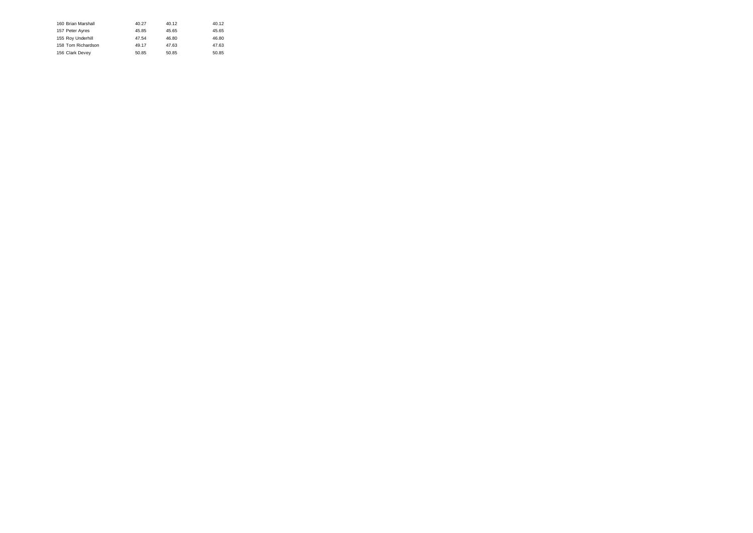| | | | | |
|---|---|---|---|---|
| 160 | Brian Marshall | 40.27 | 40.12 | 40.12 |
| 157 | Peter Ayres | 45.85 | 45.65 | 45.65 |
| 155 | Roy Underhill | 47.54 | 46.80 | 46.80 |
| 158 | Tom Richardson | 49.17 | 47.63 | 47.63 |
| 156 | Clark Devey | 50.85 | 50.85 | 50.85 |